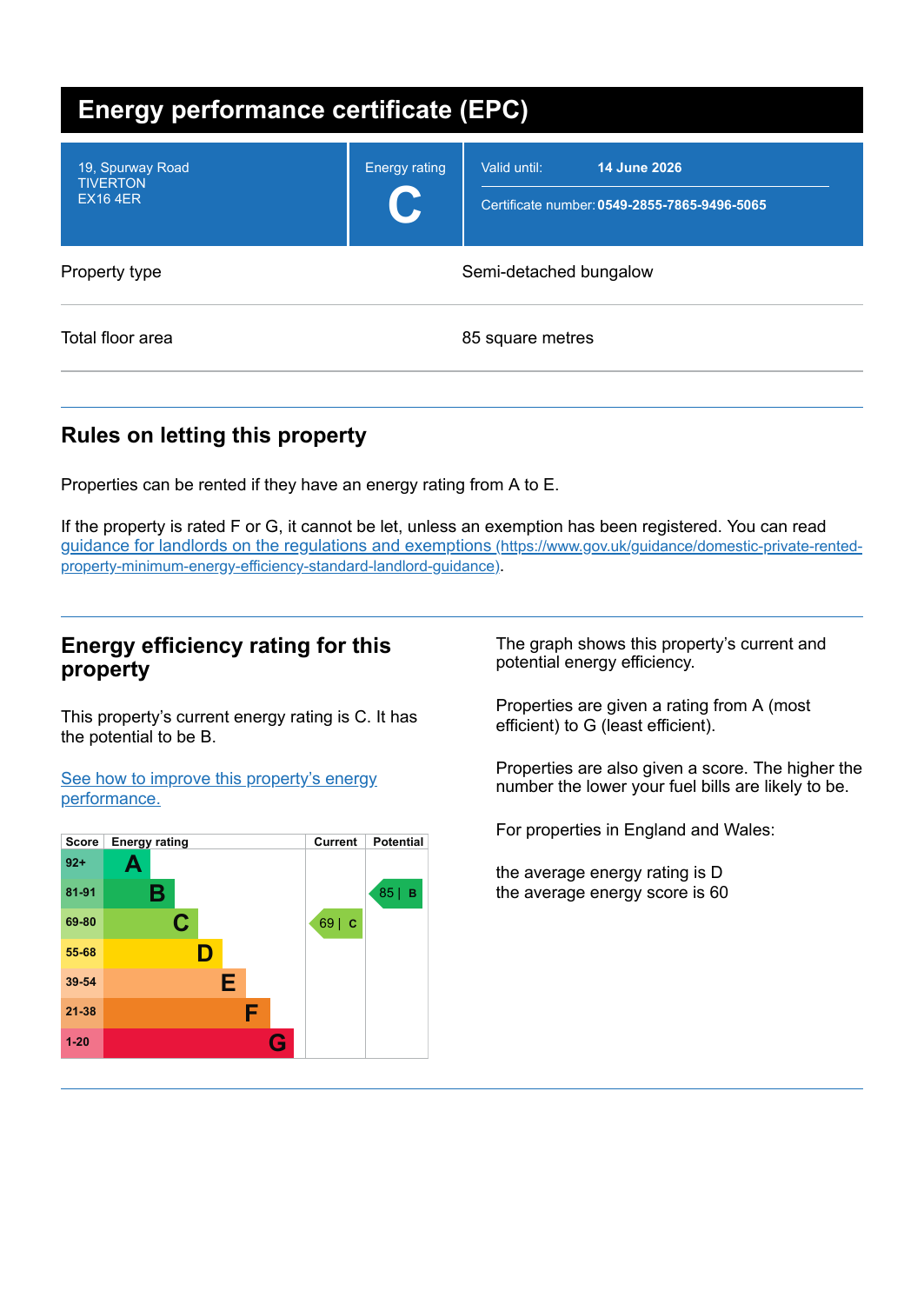# Energy performance certificate (EPC)

| 19, Spurway Road<br>TIVERTON<br>EX16 4ER | Energy rating<br>**C** | Valid until: **14 June 2026**<br>Certificate number: **0549-2855-7865-9496-5065** |
|---|---|---|

| Property type | Semi-detached bungalow |
|---|---|
| Total floor area | 85 square metres |

## Rules on letting this property

Properties can be rented if they have an energy rating from A to E.

If the property is rated F or G, it cannot be let, unless an exemption has been registered. You can read [guidance for landlords on the regulations and exemptions](https://www.gov.uk/guidance/domestic-private-rented-property-minimum-energy-efficiency-standard-landlord-guidance) (https://www.gov.uk/guidance/domestic-private-rented-property-minimum-energy-efficiency-standard-landlord-guidance).

## Energy efficiency rating for this property

This property's current energy rating is C. It has the potential to be B.

[See how to improve this property's energy performance.]()

| Score | Energy rating | Current | Potential |
|---|---|---|---|
| 92+ | A | | |
| 81-91 | B | | 85 \| B |
| 69-80 | C | 69 \| C | |
| 55-68 | D | | |
| 39-54 | E | | |
| 21-38 | F | | |
| 1-20 | G | | |

The graph shows this property's current and potential energy efficiency.

Properties are given a rating from A (most efficient) to G (least efficient).

Properties are also given a score. The higher the number the lower your fuel bills are likely to be.

For properties in England and Wales:

the average energy rating is D
the average energy score is 60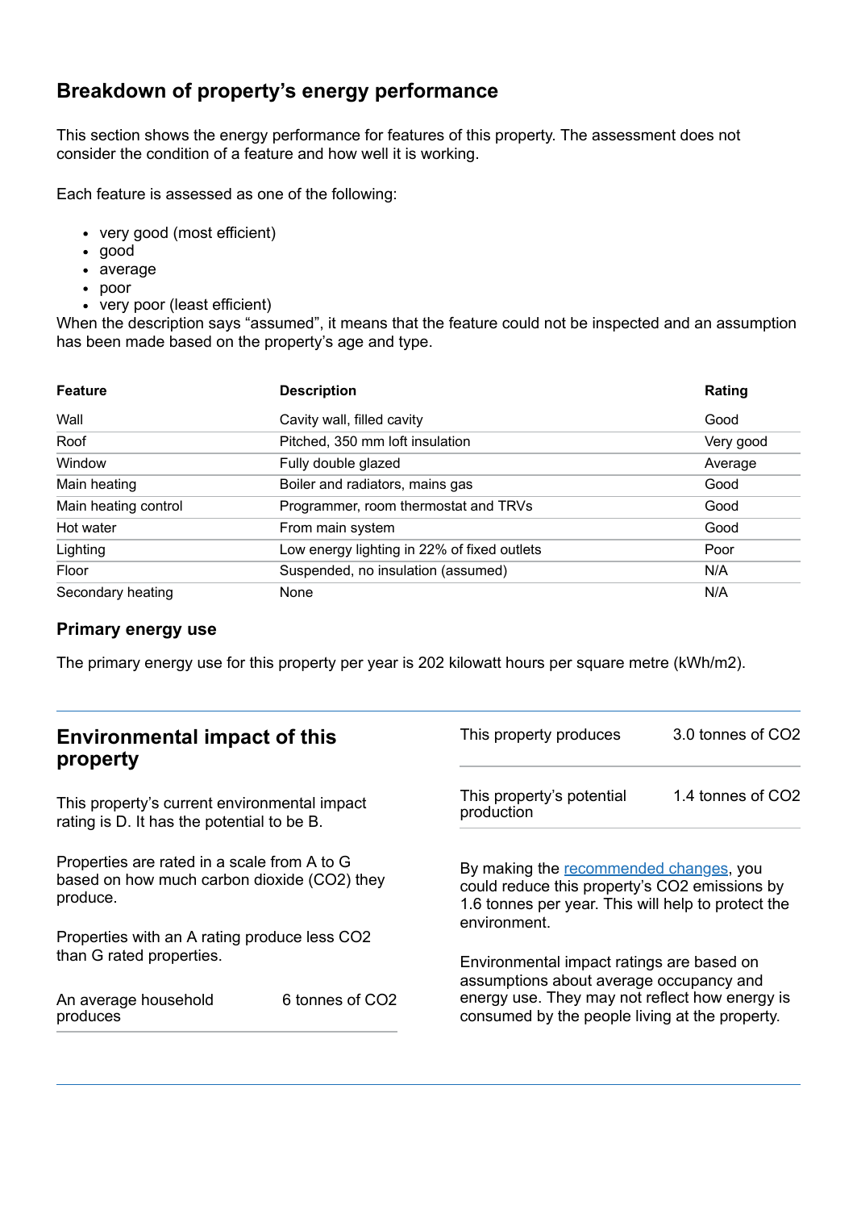## Breakdown of property's energy performance

This section shows the energy performance for features of this property. The assessment does not consider the condition of a feature and how well it is working.

Each feature is assessed as one of the following:

- very good (most efficient)
- good
- average
- poor
- very poor (least efficient)

When the description says "assumed", it means that the feature could not be inspected and an assumption has been made based on the property's age and type.

| Feature | Description | Rating |
|---|---|---|
| Wall | Cavity wall, filled cavity | Good |
| Roof | Pitched, 350 mm loft insulation | Very good |
| Window | Fully double glazed | Average |
| Main heating | Boiler and radiators, mains gas | Good |
| Main heating control | Programmer, room thermostat and TRVs | Good |
| Hot water | From main system | Good |
| Lighting | Low energy lighting in 22% of fixed outlets | Poor |
| Floor | Suspended, no insulation (assumed) | N/A |
| Secondary heating | None | N/A |

### Primary energy use

The primary energy use for this property per year is 202 kilowatt hours per square metre (kWh/m2).

## Environmental impact of this property

This property's current environmental impact rating is D. It has the potential to be B.

Properties are rated in a scale from A to G based on how much carbon dioxide ($CO_2$) they produce.

Properties with an A rating produce less $CO_2$ than G rated properties.

| | |
|---|---|
| An average household produces | 6 tonnes of $CO_2$ |
| This property produces | 3.0 tonnes of $CO_2$ |
| This property's potential production | 1.4 tonnes of $CO_2$ |

By making the recommended changes, you could reduce this property's $CO_2$ emissions by 1.6 tonnes per year. This will help to protect the environment.

Environmental impact ratings are based on assumptions about average occupancy and energy use. They may not reflect how energy is consumed by the people living at the property.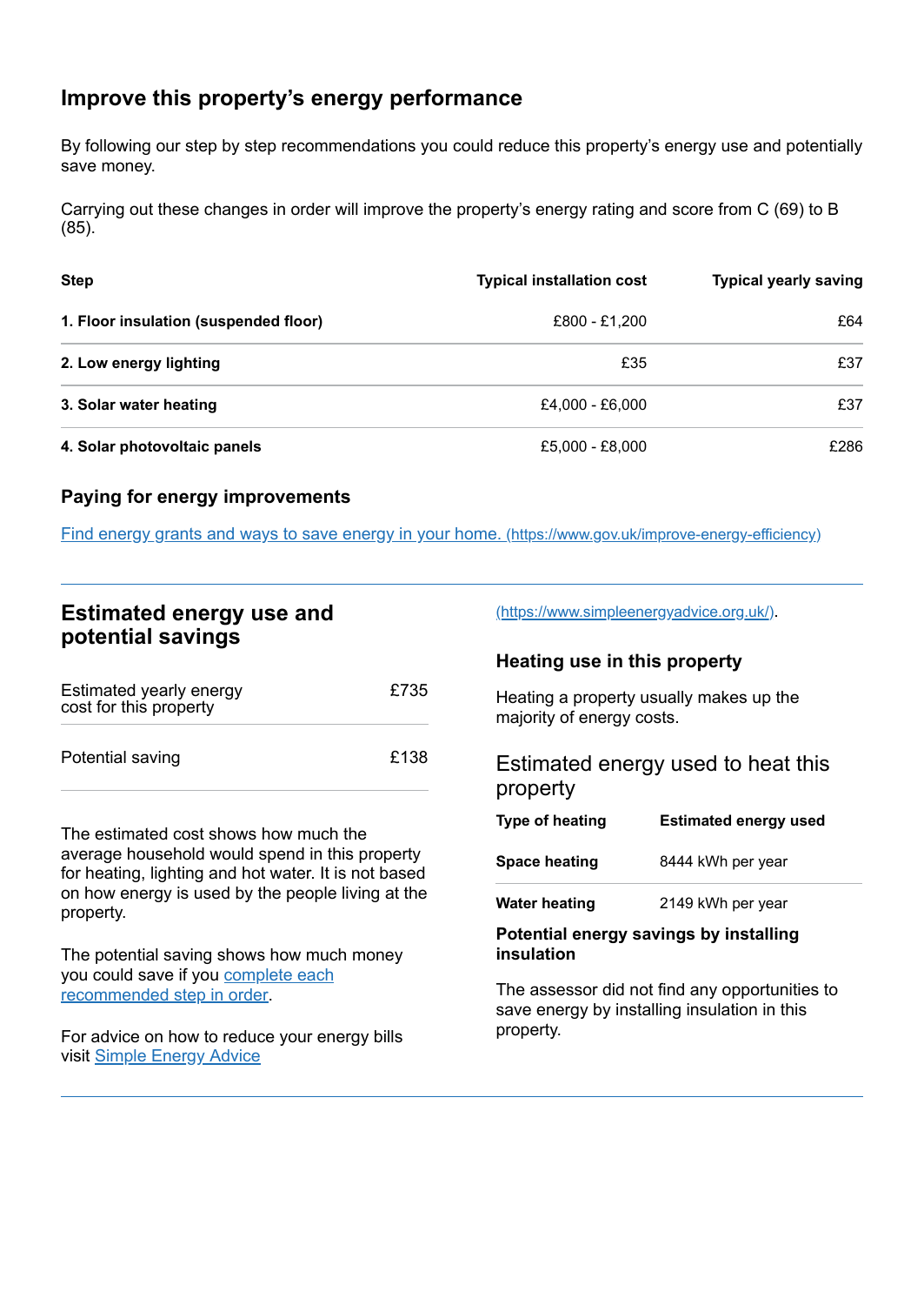## Improve this property's energy performance

By following our step by step recommendations you could reduce this property's energy use and potentially save money.

Carrying out these changes in order will improve the property's energy rating and score from C (69) to B (85).

| Step | Typical installation cost | Typical yearly saving |
|---|---|---|
| **1. Floor insulation (suspended floor)** | £800 - £1,200 | £64 |
| **2. Low energy lighting** | £35 | £37 |
| **3. Solar water heating** | £4,000 - £6,000 | £37 |
| **4. Solar photovoltaic panels** | £5,000 - £8,000 | £286 |

### Paying for energy improvements

[Find energy grants and ways to save energy in your home. (https://www.gov.uk/improve-energy-efficiency)](https://www.gov.uk/improve-energy-efficiency)

## Estimated energy use and potential savings

| | |
|---|---|
| Estimated yearly energy cost for this property | £735 |
| Potential saving | £138 |

The estimated cost shows how much the average household would spend in this property for heating, lighting and hot water. It is not based on how energy is used by the people living at the property.

The potential saving shows how much money you could save if you complete each recommended step in order.

For advice on how to reduce your energy bills visit Simple Energy Advice (https://www.simpleenergyadvice.org.uk/).

### Heating use in this property

Heating a property usually makes up the majority of energy costs.

### Estimated energy used to heat this property

| Type of heating | Estimated energy used |
|---|---|
| **Space heating** | 8444 kWh per year |
| **Water heating** | 2149 kWh per year |

**Potential energy savings by installing insulation**

The assessor did not find any opportunities to save energy by installing insulation in this property.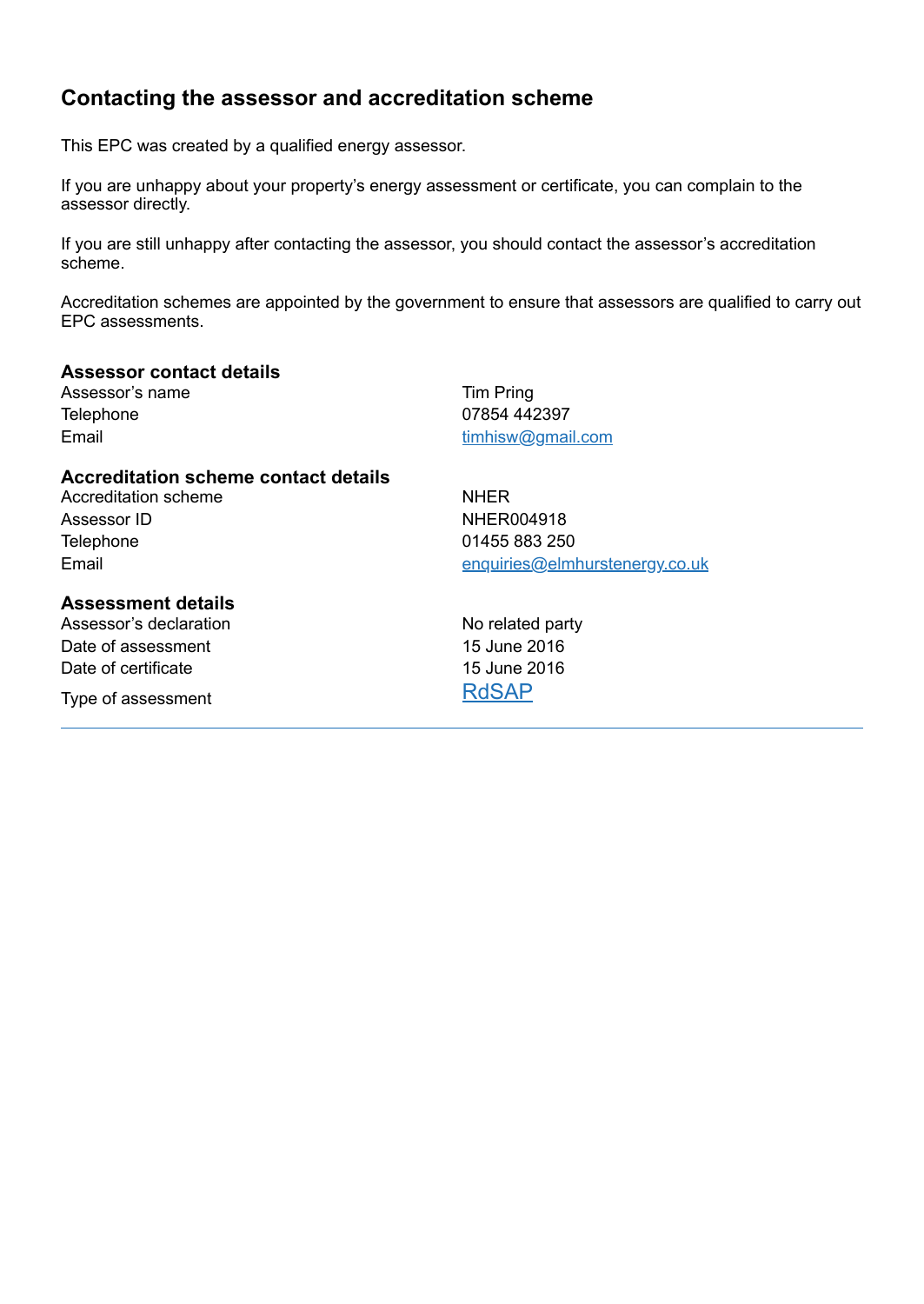## Contacting the assessor and accreditation scheme

This EPC was created by a qualified energy assessor.

If you are unhappy about your property's energy assessment or certificate, you can complain to the assessor directly.

If you are still unhappy after contacting the assessor, you should contact the assessor's accreditation scheme.

Accreditation schemes are appointed by the government to ensure that assessors are qualified to carry out EPC assessments.

### Assessor contact details

| | |
|---|---|
| Assessor's name | Tim Pring |
| Telephone | 07854 442397 |
| Email | timhisw@gmail.com |

### Accreditation scheme contact details

| | |
|---|---|
| Accreditation scheme | NHER |
| Assessor ID | NHER004918 |
| Telephone | 01455 883 250 |
| Email | enquiries@elmhurstenergy.co.uk |

### Assessment details

| | |
|---|---|
| Assessor's declaration | No related party |
| Date of assessment | 15 June 2016 |
| Date of certificate | 15 June 2016 |
| Type of assessment | RdSAP |